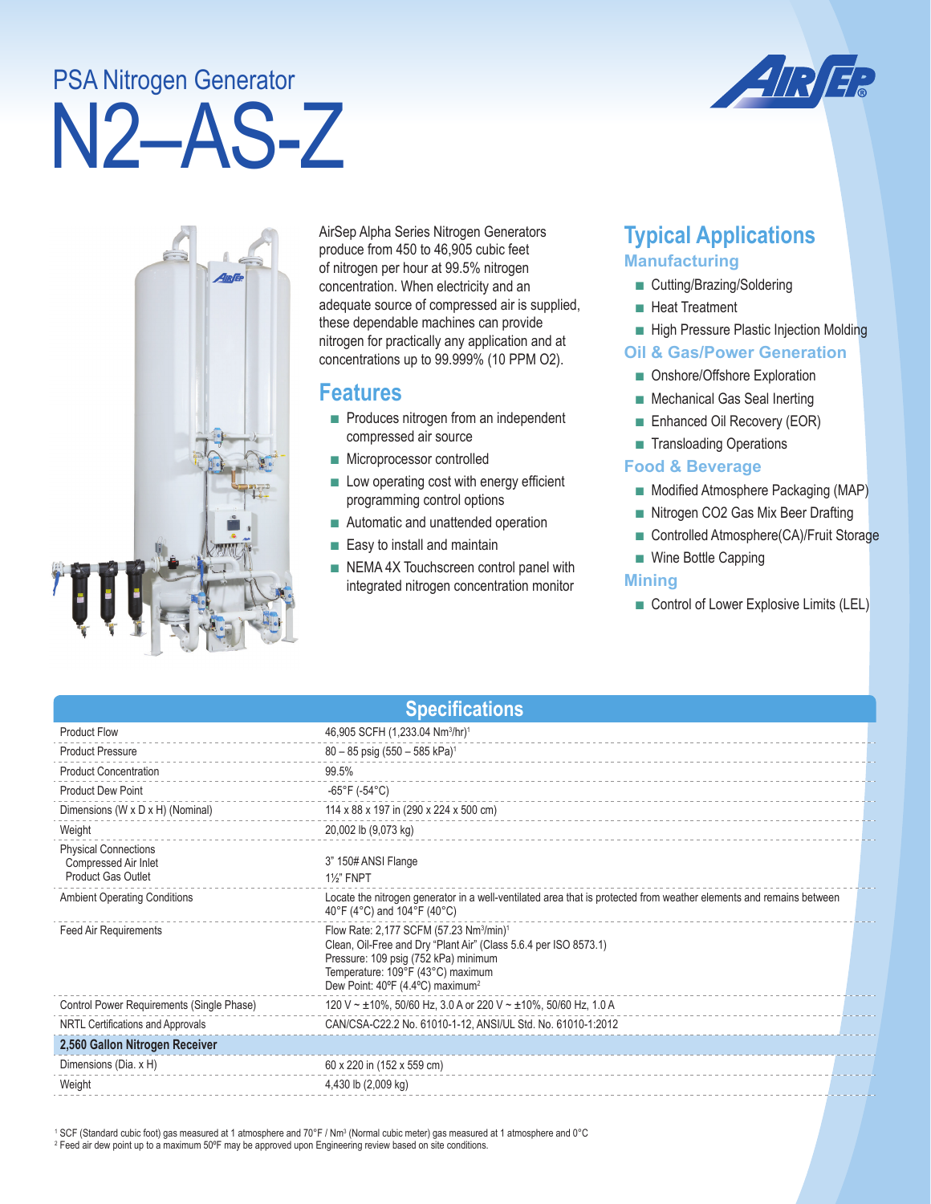# PSA Nitrogen Generator

# N2–AS-Z

AirSep Alpha Series Nitrogen Generators produce from 450 to 46,905 cubic feet of nitrogen per hour at 99.5% nitrogen concentration. When electricity and an adequate source of compressed air is supplied, these dependable machines can provide nitrogen for practically any application and at concentrations up to 99.999% (10 PPM O2).

## Features

- Produces nitrogen from an independent compressed air source
- Microprocessor controlled
- Low operating cost with energy efficient programming control options
- Automatic and unattended operation
- Easy to install and maintain
- NEMA 4X Touchscreen control panel with integrated nitrogen concentration monitor

## Typical Applications

### Manufacturing

- Cutting/Brazing/Soldering
- Heat Treatment
- High Pressure Plastic Injection Molding

### Oil & Gas/Power Generation

- Onshore/Offshore Exploration
- Mechanical Gas Seal Inerting
- Enhanced Oil Recovery (EOR)
- Transloading Operations

### Food & Beverage

- Modified Atmosphere Packaging (MAP)
- Nitrogen CO2 Gas Mix Beer Drafting
- Controlled Atmosphere(CA)/Fruit Storage
- Wine Bottle Capping

### Mining

- Control of Lower Explosive Limits (LEL)

## Specifications

| | |
|---|---|
| Product Flow | 46,905 SCFH (1,233.04 Nm³/hr)[1] |
| Product Pressure | 80 – 85 psig (550 – 585 kPa)[1] |
| Product Concentration | 99.5% |
| Product Dew Point | -65°F (-54°C) |
| Dimensions (W x D x H) (Nominal) | 114 x 88 x 197 in (290 x 224 x 500 cm) |
| Weight | 20,002 lb (9,073 kg) |
| Physical Connections<br>Compressed Air Inlet<br>Product Gas Outlet | <br>3" 150# ANSI Flange<br>1½" FNPT |
| Ambient Operating Conditions | Locate the nitrogen generator in a well-ventilated area that is protected from weather elements and remains between 40°F (4°C) and 104°F (40°C) |
| Feed Air Requirements | Flow Rate: 2,177 SCFM (57.23 Nm³/min)[1]<br>Clean, Oil-Free and Dry "Plant Air" (Class 5.6.4 per ISO 8573.1)<br>Pressure: 109 psig (752 kPa) minimum<br>Temperature: 109°F (43°C) maximum<br>Dew Point: 40°F (4.4°C) maximum[2] |
| Control Power Requirements (Single Phase) | 120 V ~ ±10%, 50/60 Hz, 3.0 A or 220 V ~ ±10%, 50/60 Hz, 1.0 A |
| NRTL Certifications and Approvals | CAN/CSA-C22.2 No. 61010-1-12, ANSI/UL Std. No. 61010-1:2012 |
| **2,560 Gallon Nitrogen Receiver** | |
| Dimensions (Dia. x H) | 60 x 220 in (152 x 559 cm) |
| Weight | 4,430 lb (2,009 kg) |

[1] SCF (Standard cubic foot) gas measured at 1 atmosphere and 70°F / Nm³ (Normal cubic meter) gas measured at 1 atmosphere and 0°C
[2] Feed air dew point up to a maximum 50ºF may be approved upon Engineering review based on site conditions.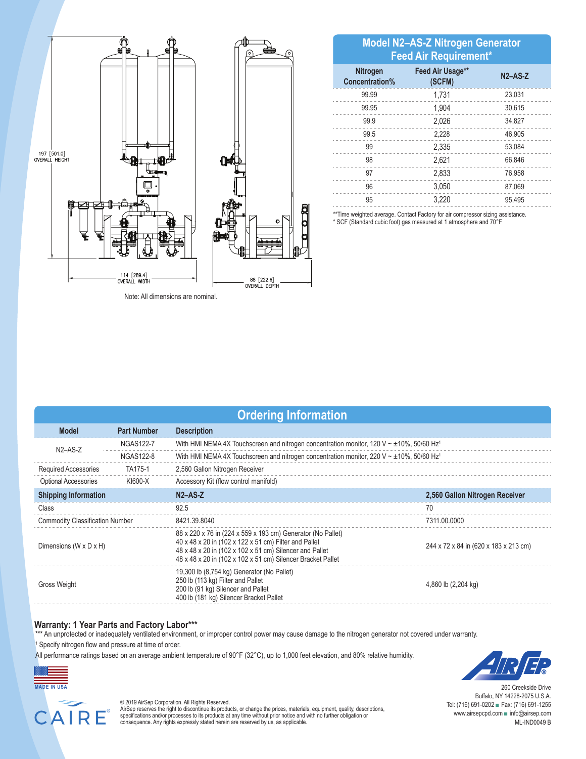197 [501.0]
OVERALL HEIGHT

114 [289.4]
OVERALL WIDTH

88 [222.6]
OVERALL DEPTH

Note: All dimensions are nominal.

## Model N2–AS-Z Nitrogen Generator Feed Air Requirement*

| Nitrogen Concentration% | Feed Air Usage** (SCFM) | N2–AS-Z |
|---|---|---|
| 99.99 | 1,731 | 23,031 |
| 99.95 | 1,904 | 30,615 |
| 99.9 | 2,026 | 34,827 |
| 99.5 | 2,228 | 46,905 |
| 99 | 2,335 | 53,084 |
| 98 | 2,621 | 66,846 |
| 97 | 2,833 | 76,958 |
| 96 | 3,050 | 87,069 |
| 95 | 3,220 | 95,495 |

**Time weighted average. Contact Factory for air compressor sizing assistance.
* SCF (Standard cubic foot) gas measured at 1 atmosphere and 70°F

## Ordering Information

| Model | Part Number | Description | |
|---|---|---|---|
| N2–AS-Z | NGAS122-7 | With HMI NEMA 4X Touchscreen and nitrogen concentration monitor, 120 V ~ ±10%, 50/60 Hz[1] | |
| | NGAS122-8 | With HMI NEMA 4X Touchscreen and nitrogen concentration monitor, 220 V ~ ±10%, 50/60 Hz[1] | |
| Required Accessories | TA175-1 | 2,560 Gallon Nitrogen Receiver | |
| Optional Accessories | KI600-X | Accessory Kit (flow control manifold) | |
| **Shipping Information** | | **N2–AS-Z** | **2,560 Gallon Nitrogen Receiver** |
| Class | | 92.5 | 70 |
| Commodity Classification Number | | 8421.39.8040 | 7311.00.0000 |
| Dimensions (W x D x H) | | 88 x 220 x 76 in (224 x 559 x 193 cm) Generator (No Pallet)<br>40 x 48 x 20 in (102 x 122 x 51 cm) Filter and Pallet<br>48 x 48 x 20 in (102 x 102 x 51 cm) Silencer and Pallet<br>48 x 48 x 20 in (102 x 102 x 51 cm) Silencer Bracket Pallet | 244 x 72 x 84 in (620 x 183 x 213 cm) |
| Gross Weight | | 19,300 lb (8,754 kg) Generator (No Pallet)<br>250 lb (113 kg) Filter and Pallet<br>200 lb (91 kg) Silencer and Pallet<br>400 lb (181 kg) Silencer Bracket Pallet | 4,860 lb (2,204 kg) |

**Warranty: 1 Year Parts and Factory Labor*****

*** An unprotected or inadequately ventilated environment, or improper control power may cause damage to the nitrogen generator not covered under warranty.

[1] Specify nitrogen flow and pressure at time of order.

All performance ratings based on an average ambient temperature of 90°F (32°C), up to 1,000 feet elevation, and 80% relative humidity.

MADE IN USA

CAIRE®

AIRSEP®

© 2019 AirSep Corporation. All Rights Reserved.
AirSep reserves the right to discontinue its products, or change the prices, materials, equipment, quality, descriptions, specifications and/or processes to its products at any time without prior notice and with no further obligation or consequence. Any rights expressly stated herein are reserved by us, as applicable.

260 Creekside Drive
Buffalo, NY 14228-2075 U.S.A.
Tel: (716) 691-0202 ■ Fax: (716) 691-1255
www.airsepcpd.com ■ info@airsep.com
ML-IND0049 B